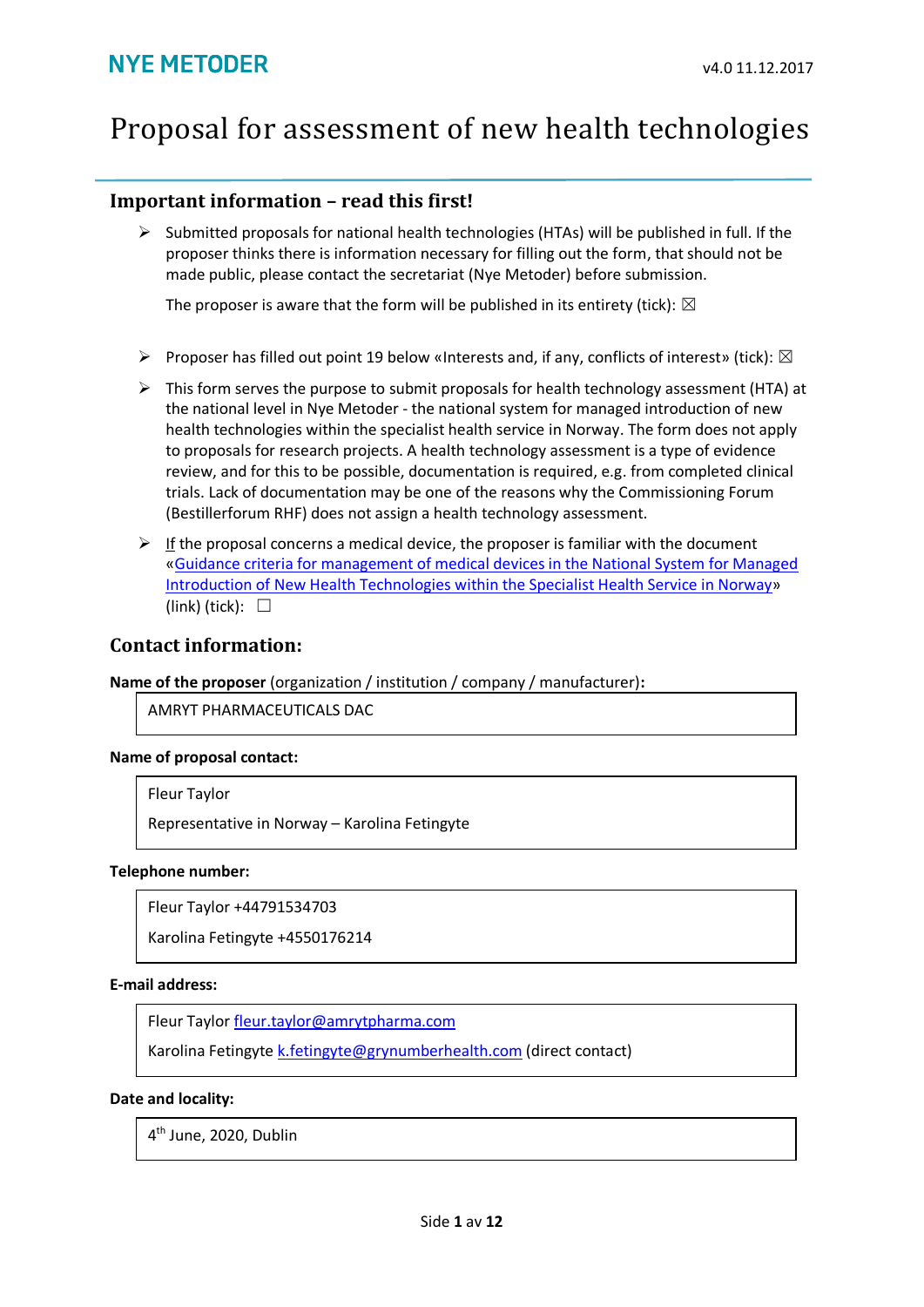**NYE METODER**

v4.0 11.12.2017

# Proposal for assessment of new health technologies

## Important information – read this first!

- Submitted proposals for national health technologies (HTAs) will be published in full. If the proposer thinks there is information necessary for filling out the form, that should not be made public, please contact the secretariat (Nye Metoder) before submission.

  The proposer is aware that the form will be published in its entirety (tick): ☒

- Proposer has filled out point 19 below «Interests and, if any, conflicts of interest» (tick): ☒
- This form serves the purpose to submit proposals for health technology assessment (HTA) at the national level in Nye Metoder - the national system for managed introduction of new health technologies within the specialist health service in Norway. The form does not apply to proposals for research projects. A health technology assessment is a type of evidence review, and for this to be possible, documentation is required, e.g. from completed clinical trials. Lack of documentation may be one of the reasons why the Commissioning Forum (Bestillerforum RHF) does not assign a health technology assessment.
- If the proposal concerns a medical device, the proposer is familiar with the document «Guidance criteria for management of medical devices in the National System for Managed Introduction of New Health Technologies within the Specialist Health Service in Norway» (link) (tick): ☐

## Contact information:

**Name of the proposer** (organization / institution / company / manufacturer)**:**

AMRYT PHARMACEUTICALS DAC

**Name of proposal contact:**

Fleur Taylor

Representative in Norway – Karolina Fetingyte

**Telephone number:**

Fleur Taylor +44791534703

Karolina Fetingyte +4550176214

**E-mail address:**

Fleur Taylor fleur.taylor@amrytpharma.com

Karolina Fetingyte k.fetingyte@grynumberhealth.com (direct contact)

**Date and locality:**

4th June, 2020, Dublin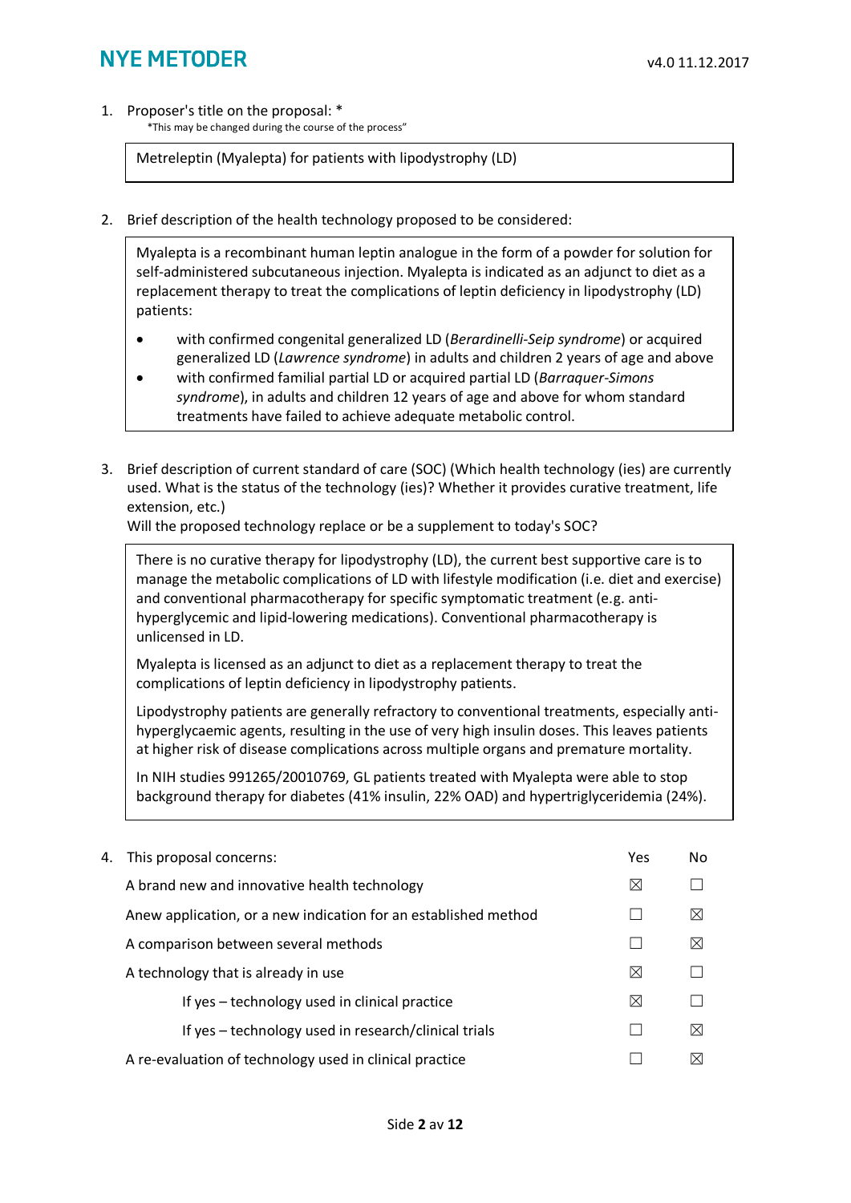1. Proposer's title on the proposal: *
   *This may be changed during the course of the process"

> Metreleptin (Myalepta) for patients with lipodystrophy (LD)

2. Brief description of the health technology proposed to be considered:

> Myalepta is a recombinant human leptin analogue in the form of a powder for solution for self-administered subcutaneous injection. Myalepta is indicated as an adjunct to diet as a replacement therapy to treat the complications of leptin deficiency in lipodystrophy (LD) patients:
>
> - with confirmed congenital generalized LD (*Berardinelli-Seip syndrome*) or acquired generalized LD (*Lawrence syndrome*) in adults and children 2 years of age and above
> - with confirmed familial partial LD or acquired partial LD (*Barraquer-Simons syndrome*), in adults and children 12 years of age and above for whom standard treatments have failed to achieve adequate metabolic control.

3. Brief description of current standard of care (SOC) (Which health technology (ies) are currently used. What is the status of the technology (ies)? Whether it provides curative treatment, life extension, etc.)
   Will the proposed technology replace or be a supplement to today's SOC?

> There is no curative therapy for lipodystrophy (LD), the current best supportive care is to manage the metabolic complications of LD with lifestyle modification (i.e. diet and exercise) and conventional pharmacotherapy for specific symptomatic treatment (e.g. anti-hyperglycemic and lipid-lowering medications). Conventional pharmacotherapy is unlicensed in LD.
>
> Myalepta is licensed as an adjunct to diet as a replacement therapy to treat the complications of leptin deficiency in lipodystrophy patients.
>
> Lipodystrophy patients are generally refractory to conventional treatments, especially anti-hyperglycaemic agents, resulting in the use of very high insulin doses. This leaves patients at higher risk of disease complications across multiple organs and premature mortality.
>
> In NIH studies 991265/20010769, GL patients treated with Myalepta were able to stop background therapy for diabetes (41% insulin, 22% OAD) and hypertriglyceridemia (24%).

4. This proposal concerns:

| | Yes | No |
|---|---|---|
| A brand new and innovative health technology | ☒ | ☐ |
| Anew application, or a new indication for an established method | ☐ | ☒ |
| A comparison between several methods | ☐ | ☒ |
| A technology that is already in use | ☒ | ☐ |
| If yes – technology used in clinical practice | ☒ | ☐ |
| If yes – technology used in research/clinical trials | ☐ | ☒ |
| A re-evaluation of technology used in clinical practice | ☐ | ☒ |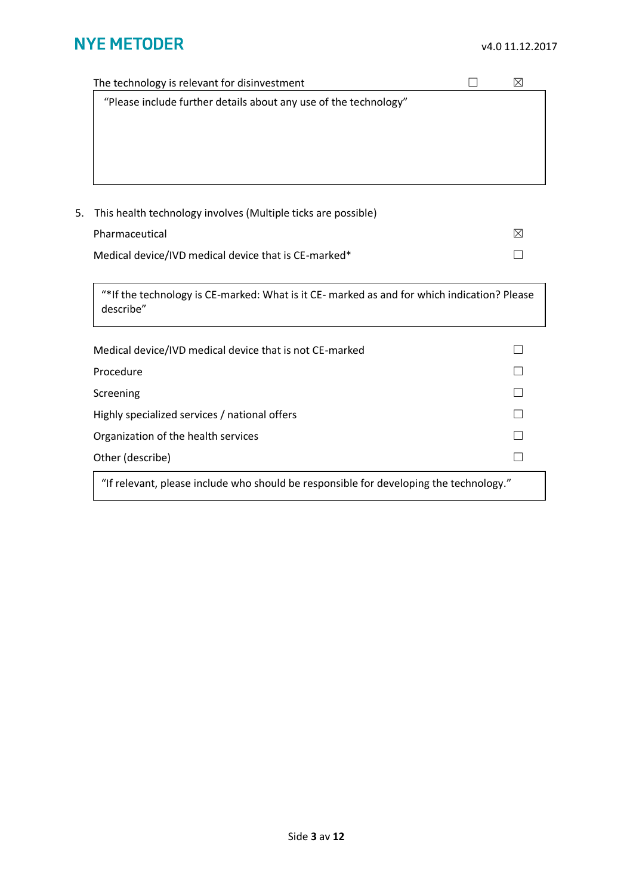The technology is relevant for disinvestment ☐ ☒

"Please include further details about any use of the technology"

5. This health technology involves (Multiple ticks are possible)

Pharmaceutical ☒

Medical device/IVD medical device that is CE-marked* ☐

"*If the technology is CE-marked: What is it CE- marked as and for which indication? Please describe"

Medical device/IVD medical device that is not CE-marked ☐

Procedure ☐

Screening ☐

Highly specialized services / national offers ☐

Organization of the health services ☐

Other (describe) ☐

"If relevant, please include who should be responsible for developing the technology."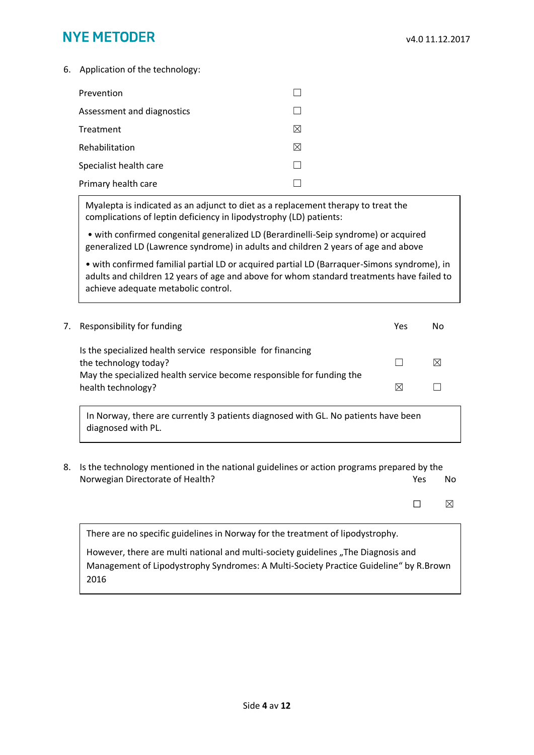6. Application of the technology:

| | |
|---|---|
| Prevention | ☐ |
| Assessment and diagnostics | ☐ |
| Treatment | ☒ |
| Rehabilitation | ☒ |
| Specialist health care | ☐ |
| Primary health care | ☐ |

> Myalepta is indicated as an adjunct to diet as a replacement therapy to treat the complications of leptin deficiency in lipodystrophy (LD) patients:
>
> • with confirmed congenital generalized LD (Berardinelli-Seip syndrome) or acquired generalized LD (Lawrence syndrome) in adults and children 2 years of age and above
>
> • with confirmed familial partial LD or acquired partial LD (Barraquer-Simons syndrome), in adults and children 12 years of age and above for whom standard treatments have failed to achieve adequate metabolic control.

7. Responsibility for funding

| | Yes | No |
|---|---|---|
| Is the specialized health service responsible for financing the technology today? | ☐ | ☒ |
| May the specialized health service become responsible for funding the health technology? | ☒ | ☐ |

> In Norway, there are currently 3 patients diagnosed with GL. No patients have been diagnosed with PL.

8. Is the technology mentioned in the national guidelines or action programs prepared by the Norwegian Directorate of Health?

| Yes | No |
|---|---|
| ☐ | ☒ |

> There are no specific guidelines in Norway for the treatment of lipodystrophy.
>
> However, there are multi national and multi-society guidelines „The Diagnosis and Management of Lipodystrophy Syndromes: A Multi-Society Practice Guideline" by R.Brown 2016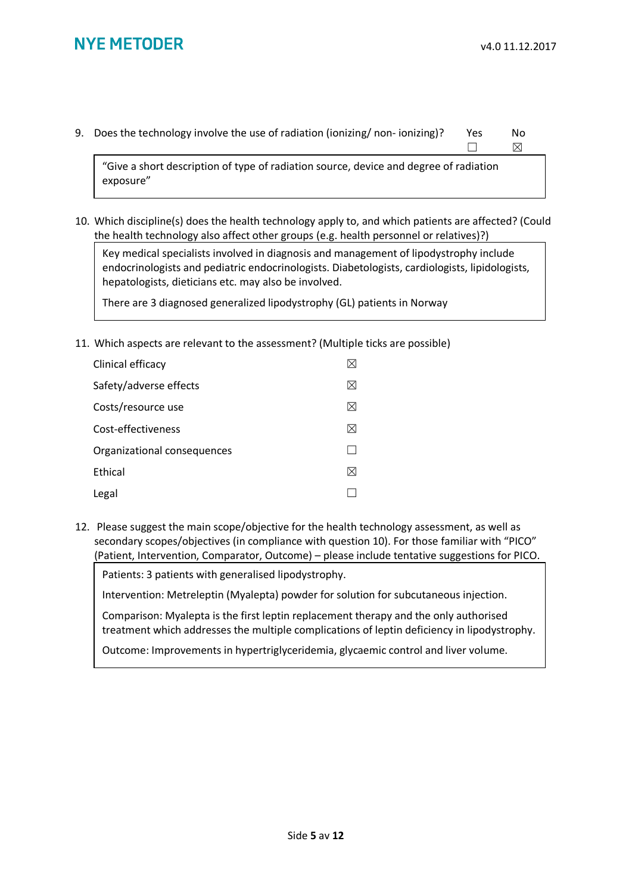9. Does the technology involve the use of radiation (ionizing/ non- ionizing)?

| Yes | No |
|---|---|
| ☐ | ☒ |

> "Give a short description of type of radiation source, device and degree of radiation exposure"

10. Which discipline(s) does the health technology apply to, and which patients are affected? (Could the health technology also affect other groups (e.g. health personnel or relatives)?)

> Key medical specialists involved in diagnosis and management of lipodystrophy include endocrinologists and pediatric endocrinologists. Diabetologists, cardiologists, lipidologists, hepatologists, dieticians etc. may also be involved.
>
> There are 3 diagnosed generalized lipodystrophy (GL) patients in Norway

11. Which aspects are relevant to the assessment? (Multiple ticks are possible)

| Aspect | |
|---|---|
| Clinical efficacy | ☒ |
| Safety/adverse effects | ☒ |
| Costs/resource use | ☒ |
| Cost-effectiveness | ☒ |
| Organizational consequences | ☐ |
| Ethical | ☒ |
| Legal | ☐ |

12. Please suggest the main scope/objective for the health technology assessment, as well as secondary scopes/objectives (in compliance with question 10). For those familiar with "PICO" (Patient, Intervention, Comparator, Outcome) – please include tentative suggestions for PICO.

> Patients: 3 patients with generalised lipodystrophy.
>
> Intervention: Metreleptin (Myalepta) powder for solution for subcutaneous injection.
>
> Comparison: Myalepta is the first leptin replacement therapy and the only authorised treatment which addresses the multiple complications of leptin deficiency in lipodystrophy.
>
> Outcome: Improvements in hypertriglyceridemia, glycaemic control and liver volume.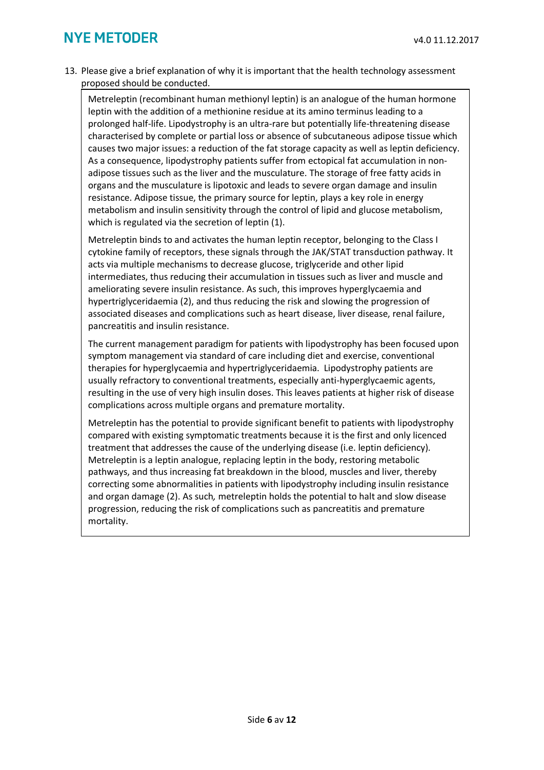13. Please give a brief explanation of why it is important that the health technology assessment proposed should be conducted.

Metreleptin (recombinant human methionyl leptin) is an analogue of the human hormone leptin with the addition of a methionine residue at its amino terminus leading to a prolonged half-life. Lipodystrophy is an ultra-rare but potentially life-threatening disease characterised by complete or partial loss or absence of subcutaneous adipose tissue which causes two major issues: a reduction of the fat storage capacity as well as leptin deficiency. As a consequence, lipodystrophy patients suffer from ectopical fat accumulation in non-adipose tissues such as the liver and the musculature. The storage of free fatty acids in organs and the musculature is lipotoxic and leads to severe organ damage and insulin resistance. Adipose tissue, the primary source for leptin, plays a key role in energy metabolism and insulin sensitivity through the control of lipid and glucose metabolism, which is regulated via the secretion of leptin (1).

Metreleptin binds to and activates the human leptin receptor, belonging to the Class I cytokine family of receptors, these signals through the JAK/STAT transduction pathway. It acts via multiple mechanisms to decrease glucose, triglyceride and other lipid intermediates, thus reducing their accumulation in tissues such as liver and muscle and ameliorating severe insulin resistance. As such, this improves hyperglycaemia and hypertriglyceridaemia (2), and thus reducing the risk and slowing the progression of associated diseases and complications such as heart disease, liver disease, renal failure, pancreatitis and insulin resistance.

The current management paradigm for patients with lipodystrophy has been focused upon symptom management via standard of care including diet and exercise, conventional therapies for hyperglycaemia and hypertriglyceridaemia. Lipodystrophy patients are usually refractory to conventional treatments, especially anti-hyperglycaemic agents, resulting in the use of very high insulin doses. This leaves patients at higher risk of disease complications across multiple organs and premature mortality.

Metreleptin has the potential to provide significant benefit to patients with lipodystrophy compared with existing symptomatic treatments because it is the first and only licenced treatment that addresses the cause of the underlying disease (i.e. leptin deficiency). Metreleptin is a leptin analogue, replacing leptin in the body, restoring metabolic pathways, and thus increasing fat breakdown in the blood, muscles and liver, thereby correcting some abnormalities in patients with lipodystrophy including insulin resistance and organ damage (2). As such, metreleptin holds the potential to halt and slow disease progression, reducing the risk of complications such as pancreatitis and premature mortality.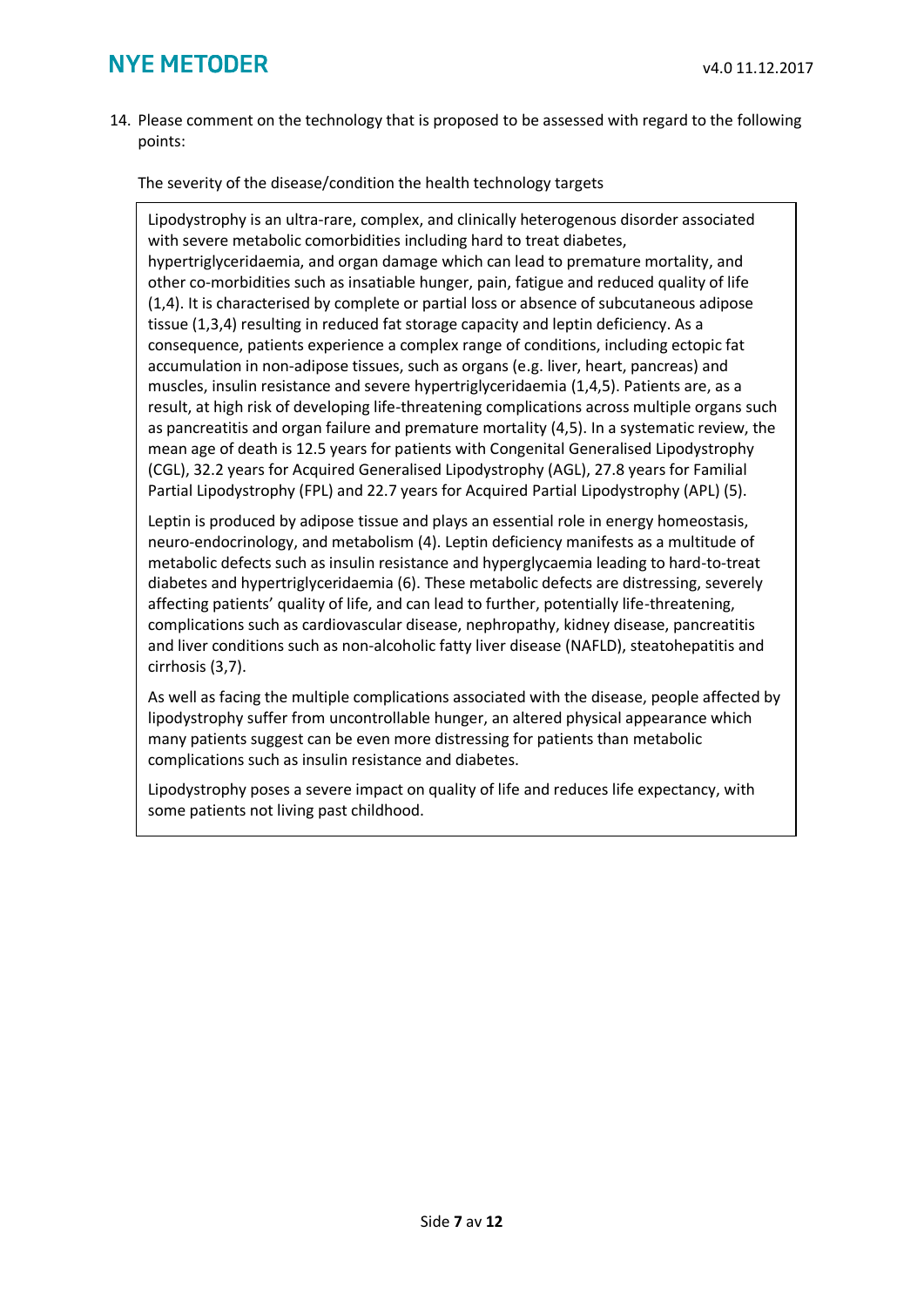14. Please comment on the technology that is proposed to be assessed with regard to the following points:

The severity of the disease/condition the health technology targets

Lipodystrophy is an ultra-rare, complex, and clinically heterogenous disorder associated with severe metabolic comorbidities including hard to treat diabetes, hypertriglyceridaemia, and organ damage which can lead to premature mortality, and other co-morbidities such as insatiable hunger, pain, fatigue and reduced quality of life (1,4). It is characterised by complete or partial loss or absence of subcutaneous adipose tissue (1,3,4) resulting in reduced fat storage capacity and leptin deficiency. As a consequence, patients experience a complex range of conditions, including ectopic fat accumulation in non-adipose tissues, such as organs (e.g. liver, heart, pancreas) and muscles, insulin resistance and severe hypertriglyceridaemia (1,4,5). Patients are, as a result, at high risk of developing life-threatening complications across multiple organs such as pancreatitis and organ failure and premature mortality (4,5). In a systematic review, the mean age of death is 12.5 years for patients with Congenital Generalised Lipodystrophy (CGL), 32.2 years for Acquired Generalised Lipodystrophy (AGL), 27.8 years for Familial Partial Lipodystrophy (FPL) and 22.7 years for Acquired Partial Lipodystrophy (APL) (5).

Leptin is produced by adipose tissue and plays an essential role in energy homeostasis, neuro-endocrinology, and metabolism (4). Leptin deficiency manifests as a multitude of metabolic defects such as insulin resistance and hyperglycaemia leading to hard-to-treat diabetes and hypertriglyceridaemia (6). These metabolic defects are distressing, severely affecting patients' quality of life, and can lead to further, potentially life-threatening, complications such as cardiovascular disease, nephropathy, kidney disease, pancreatitis and liver conditions such as non-alcoholic fatty liver disease (NAFLD), steatohepatitis and cirrhosis (3,7).

As well as facing the multiple complications associated with the disease, people affected by lipodystrophy suffer from uncontrollable hunger, an altered physical appearance which many patients suggest can be even more distressing for patients than metabolic complications such as insulin resistance and diabetes.

Lipodystrophy poses a severe impact on quality of life and reduces life expectancy, with some patients not living past childhood.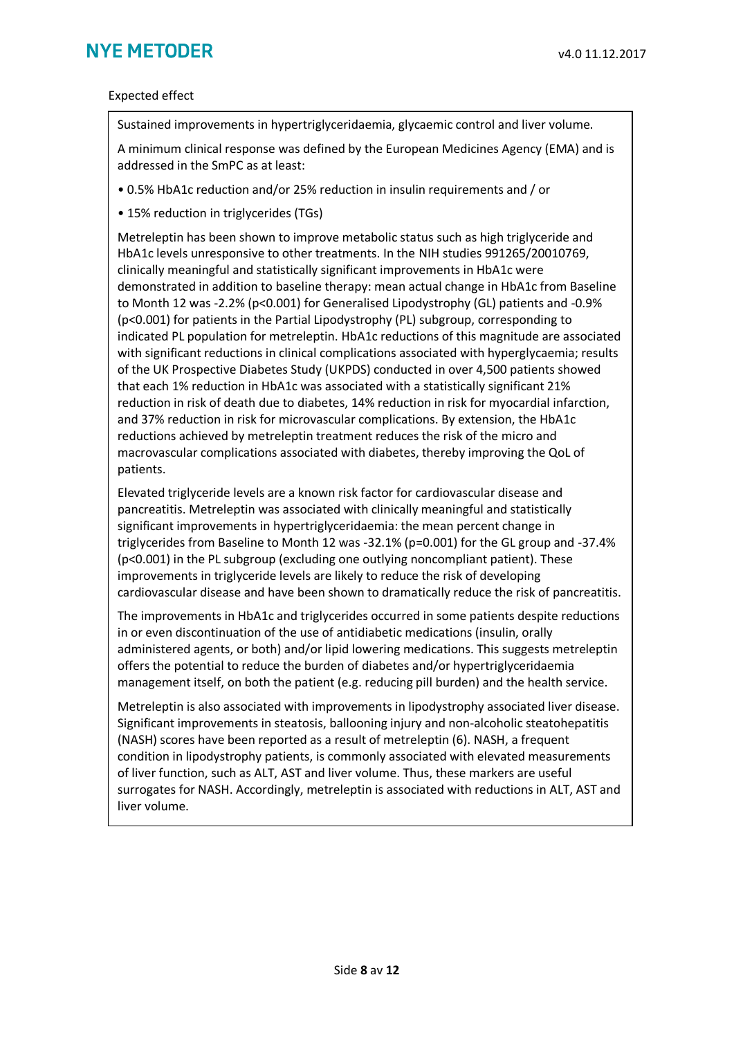Expected effect

Sustained improvements in hypertriglyceridaemia, glycaemic control and liver volume.

A minimum clinical response was defined by the European Medicines Agency (EMA) and is addressed in the SmPC as at least:

- 0.5% HbA1c reduction and/or 25% reduction in insulin requirements and / or
- 15% reduction in triglycerides (TGs)

Metreleptin has been shown to improve metabolic status such as high triglyceride and HbA1c levels unresponsive to other treatments. In the NIH studies 991265/20010769, clinically meaningful and statistically significant improvements in HbA1c were demonstrated in addition to baseline therapy: mean actual change in HbA1c from Baseline to Month 12 was -2.2% ($p<0.001$) for Generalised Lipodystrophy (GL) patients and -0.9% ($p<0.001$) for patients in the Partial Lipodystrophy (PL) subgroup, corresponding to indicated PL population for metreleptin. HbA1c reductions of this magnitude are associated with significant reductions in clinical complications associated with hyperglycaemia; results of the UK Prospective Diabetes Study (UKPDS) conducted in over 4,500 patients showed that each 1% reduction in HbA1c was associated with a statistically significant 21% reduction in risk of death due to diabetes, 14% reduction in risk for myocardial infarction, and 37% reduction in risk for microvascular complications. By extension, the HbA1c reductions achieved by metreleptin treatment reduces the risk of the micro and macrovascular complications associated with diabetes, thereby improving the QoL of patients.

Elevated triglyceride levels are a known risk factor for cardiovascular disease and pancreatitis. Metreleptin was associated with clinically meaningful and statistically significant improvements in hypertriglyceridaemia: the mean percent change in triglycerides from Baseline to Month 12 was -32.1% ($p=0.001$) for the GL group and -37.4% ($p<0.001$) in the PL subgroup (excluding one outlying noncompliant patient). These improvements in triglyceride levels are likely to reduce the risk of developing cardiovascular disease and have been shown to dramatically reduce the risk of pancreatitis.

The improvements in HbA1c and triglycerides occurred in some patients despite reductions in or even discontinuation of the use of antidiabetic medications (insulin, orally administered agents, or both) and/or lipid lowering medications. This suggests metreleptin offers the potential to reduce the burden of diabetes and/or hypertriglyceridaemia management itself, on both the patient (e.g. reducing pill burden) and the health service.

Metreleptin is also associated with improvements in lipodystrophy associated liver disease. Significant improvements in steatosis, ballooning injury and non-alcoholic steatohepatitis (NASH) scores have been reported as a result of metreleptin (6). NASH, a frequent condition in lipodystrophy patients, is commonly associated with elevated measurements of liver function, such as ALT, AST and liver volume. Thus, these markers are useful surrogates for NASH. Accordingly, metreleptin is associated with reductions in ALT, AST and liver volume.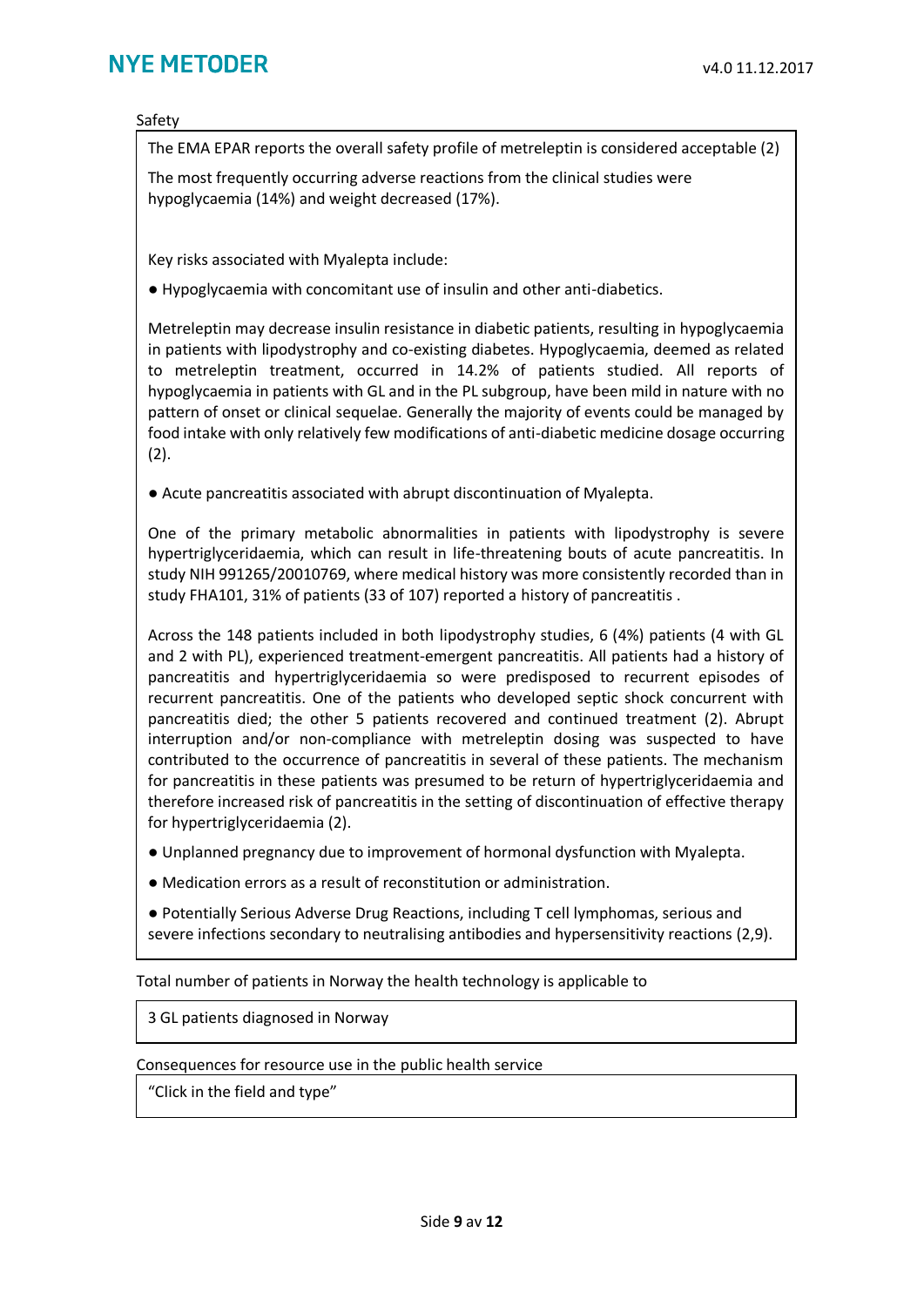Safety

The EMA EPAR reports the overall safety profile of metreleptin is considered acceptable (2)

The most frequently occurring adverse reactions from the clinical studies were hypoglycaemia (14%) and weight decreased (17%).

Key risks associated with Myalepta include:

● Hypoglycaemia with concomitant use of insulin and other anti-diabetics.

Metreleptin may decrease insulin resistance in diabetic patients, resulting in hypoglycaemia in patients with lipodystrophy and co-existing diabetes. Hypoglycaemia, deemed as related to metreleptin treatment, occurred in 14.2% of patients studied. All reports of hypoglycaemia in patients with GL and in the PL subgroup, have been mild in nature with no pattern of onset or clinical sequelae. Generally the majority of events could be managed by food intake with only relatively few modifications of anti-diabetic medicine dosage occurring (2).

● Acute pancreatitis associated with abrupt discontinuation of Myalepta.

One of the primary metabolic abnormalities in patients with lipodystrophy is severe hypertriglyceridaemia, which can result in life-threatening bouts of acute pancreatitis. In study NIH 991265/20010769, where medical history was more consistently recorded than in study FHA101, 31% of patients (33 of 107) reported a history of pancreatitis .

Across the 148 patients included in both lipodystrophy studies, 6 (4%) patients (4 with GL and 2 with PL), experienced treatment-emergent pancreatitis. All patients had a history of pancreatitis and hypertriglyceridaemia so were predisposed to recurrent episodes of recurrent pancreatitis. One of the patients who developed septic shock concurrent with pancreatitis died; the other 5 patients recovered and continued treatment (2). Abrupt interruption and/or non-compliance with metreleptin dosing was suspected to have contributed to the occurrence of pancreatitis in several of these patients. The mechanism for pancreatitis in these patients was presumed to be return of hypertriglyceridaemia and therefore increased risk of pancreatitis in the setting of discontinuation of effective therapy for hypertriglyceridaemia (2).

● Unplanned pregnancy due to improvement of hormonal dysfunction with Myalepta.

● Medication errors as a result of reconstitution or administration.

● Potentially Serious Adverse Drug Reactions, including T cell lymphomas, serious and severe infections secondary to neutralising antibodies and hypersensitivity reactions (2,9).

Total number of patients in Norway the health technology is applicable to

3 GL patients diagnosed in Norway

Consequences for resource use in the public health service

"Click in the field and type"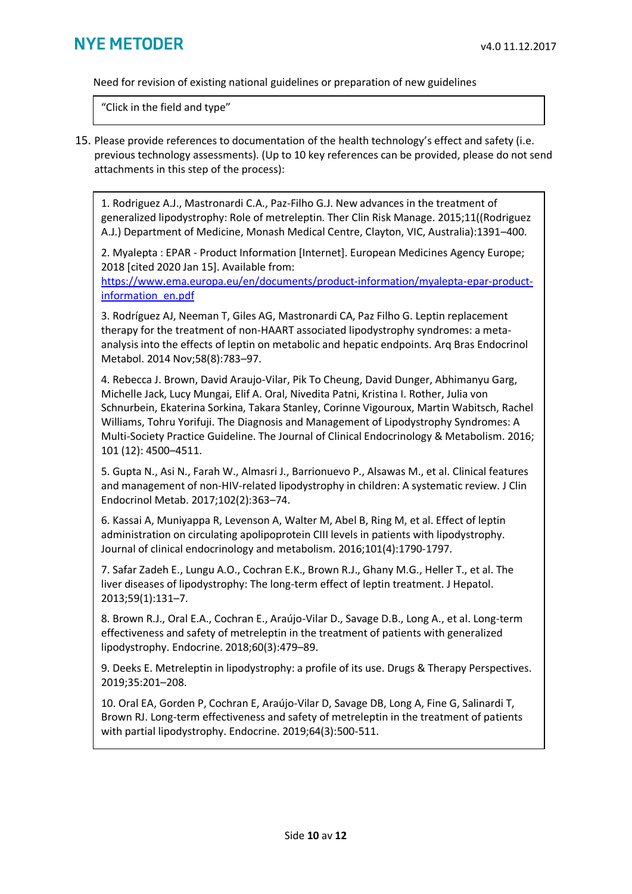Need for revision of existing national guidelines or preparation of new guidelines

"Click in the field and type"

15. Please provide references to documentation of the health technology's effect and safety (i.e. previous technology assessments). (Up to 10 key references can be provided, please do not send attachments in this step of the process):

1. Rodriguez A.J., Mastronardi C.A., Paz-Filho G.J. New advances in the treatment of generalized lipodystrophy: Role of metreleptin. Ther Clin Risk Manage. 2015;11((Rodriguez A.J.) Department of Medicine, Monash Medical Centre, Clayton, VIC, Australia):1391–400.

2. Myalepta : EPAR - Product Information [Internet]. European Medicines Agency Europe; 2018 [cited 2020 Jan 15]. Available from: [https://www.ema.europa.eu/en/documents/product-information/myalepta-epar-product-information_en.pdf](https://www.ema.europa.eu/en/documents/product-information/myalepta-epar-product-information_en.pdf)

3. Rodríguez AJ, Neeman T, Giles AG, Mastronardi CA, Paz Filho G. Leptin replacement therapy for the treatment of non-HAART associated lipodystrophy syndromes: a meta-analysis into the effects of leptin on metabolic and hepatic endpoints. Arq Bras Endocrinol Metabol. 2014 Nov;58(8):783–97.

4. Rebecca J. Brown, David Araujo-Vilar, Pik To Cheung, David Dunger, Abhimanyu Garg, Michelle Jack, Lucy Mungai, Elif A. Oral, Nivedita Patni, Kristina I. Rother, Julia von Schnurbein, Ekaterina Sorkina, Takara Stanley, Corinne Vigouroux, Martin Wabitsch, Rachel Williams, Tohru Yorifuji. The Diagnosis and Management of Lipodystrophy Syndromes: A Multi-Society Practice Guideline. The Journal of Clinical Endocrinology & Metabolism. 2016; 101 (12): 4500–4511.

5. Gupta N., Asi N., Farah W., Almasri J., Barrionuevo P., Alsawas M., et al. Clinical features and management of non-HIV-related lipodystrophy in children: A systematic review. J Clin Endocrinol Metab. 2017;102(2):363–74.

6. Kassai A, Muniyappa R, Levenson A, Walter M, Abel B, Ring M, et al. Effect of leptin administration on circulating apolipoprotein CIII levels in patients with lipodystrophy. Journal of clinical endocrinology and metabolism. 2016;101(4):1790-1797.

7. Safar Zadeh E., Lungu A.O., Cochran E.K., Brown R.J., Ghany M.G., Heller T., et al. The liver diseases of lipodystrophy: The long-term effect of leptin treatment. J Hepatol. 2013;59(1):131–7.

8. Brown R.J., Oral E.A., Cochran E., Araújo-Vilar D., Savage D.B., Long A., et al. Long-term effectiveness and safety of metreleptin in the treatment of patients with generalized lipodystrophy. Endocrine. 2018;60(3):479–89.

9. Deeks E. Metreleptin in lipodystrophy: a profile of its use. Drugs & Therapy Perspectives. 2019;35:201–208.

10. Oral EA, Gorden P, Cochran E, Araújo-Vilar D, Savage DB, Long A, Fine G, Salinardi T, Brown RJ. Long-term effectiveness and safety of metreleptin in the treatment of patients with partial lipodystrophy. Endocrine. 2019;64(3):500-511.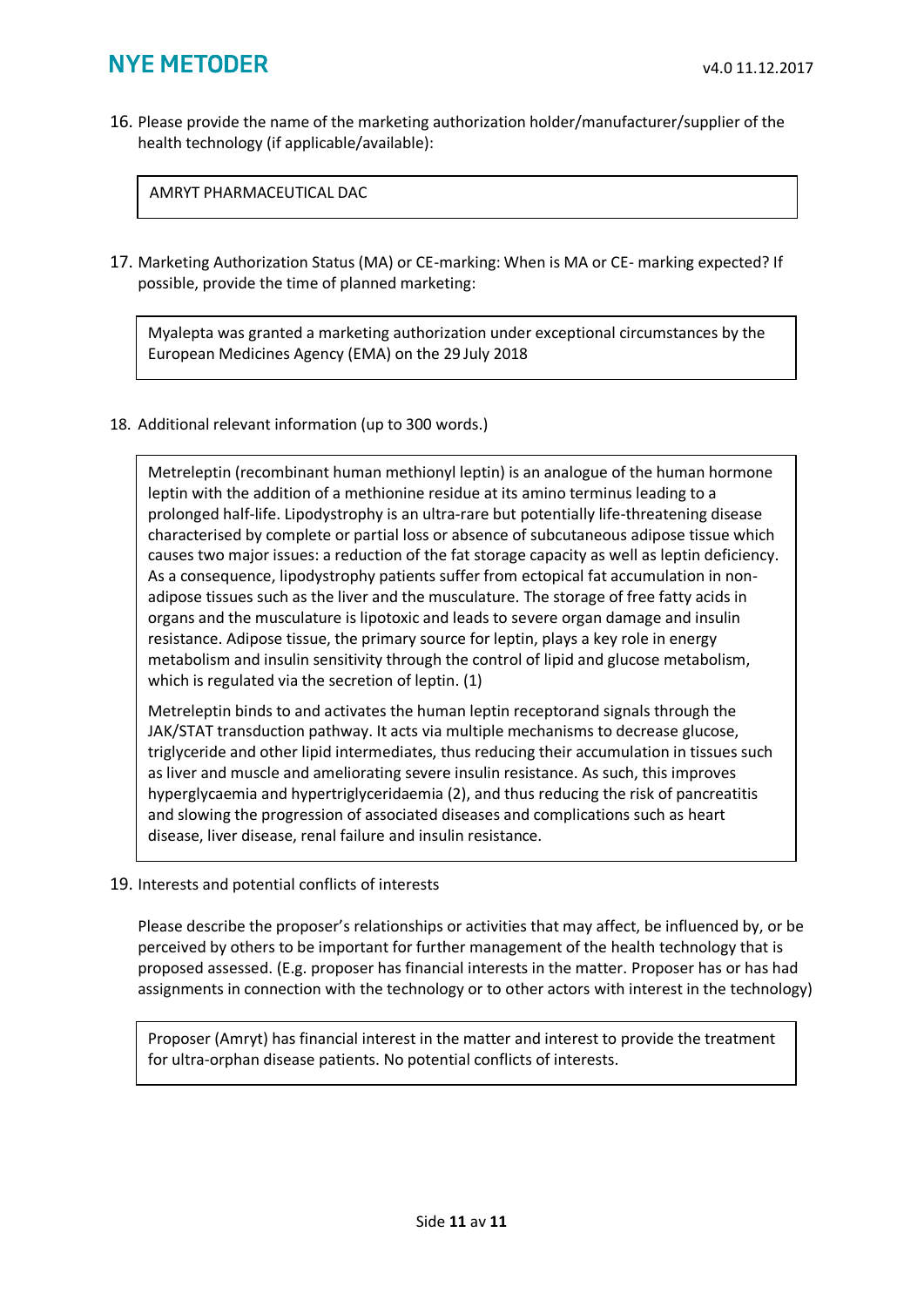16. Please provide the name of the marketing authorization holder/manufacturer/supplier of the health technology (if applicable/available):

> AMRYT PHARMACEUTICAL DAC

17. Marketing Authorization Status (MA) or CE-marking: When is MA or CE- marking expected? If possible, provide the time of planned marketing:

> Myalepta was granted a marketing authorization under exceptional circumstances by the European Medicines Agency (EMA) on the 29 July 2018

18. Additional relevant information (up to 300 words.)

> Metreleptin (recombinant human methionyl leptin) is an analogue of the human hormone leptin with the addition of a methionine residue at its amino terminus leading to a prolonged half-life. Lipodystrophy is an ultra-rare but potentially life-threatening disease characterised by complete or partial loss or absence of subcutaneous adipose tissue which causes two major issues: a reduction of the fat storage capacity as well as leptin deficiency. As a consequence, lipodystrophy patients suffer from ectopical fat accumulation in non-adipose tissues such as the liver and the musculature. The storage of free fatty acids in organs and the musculature is lipotoxic and leads to severe organ damage and insulin resistance. Adipose tissue, the primary source for leptin, plays a key role in energy metabolism and insulin sensitivity through the control of lipid and glucose metabolism, which is regulated via the secretion of leptin. (1)
>
> Metreleptin binds to and activates the human leptin receptorand signals through the JAK/STAT transduction pathway. It acts via multiple mechanisms to decrease glucose, triglyceride and other lipid intermediates, thus reducing their accumulation in tissues such as liver and muscle and ameliorating severe insulin resistance. As such, this improves hyperglycaemia and hypertriglyceridaemia (2), and thus reducing the risk of pancreatitis and slowing the progression of associated diseases and complications such as heart disease, liver disease, renal failure and insulin resistance.

19. Interests and potential conflicts of interests

Please describe the proposer's relationships or activities that may affect, be influenced by, or be perceived by others to be important for further management of the health technology that is proposed assessed. (E.g. proposer has financial interests in the matter. Proposer has or has had assignments in connection with the technology or to other actors with interest in the technology)

> Proposer (Amryt) has financial interest in the matter and interest to provide the treatment for ultra-orphan disease patients. No potential conflicts of interests.